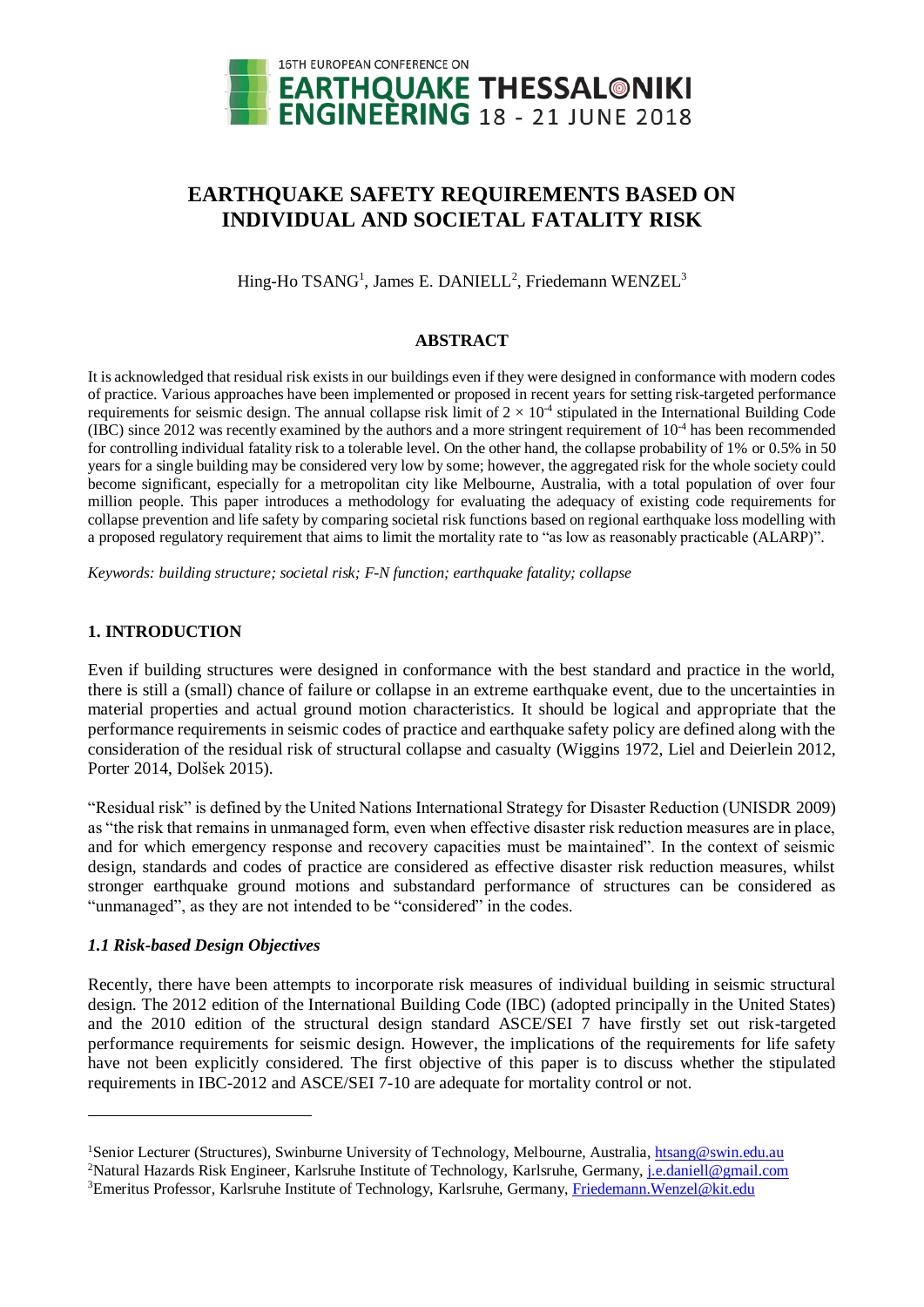# EARTHQUAKE SAFETY REQUIREMENTS BASED ON INDIVIDUAL AND SOCIETAL FATALITY RISK

Hing-Ho TSANG[1], James E. DANIELL[2], Friedemann WENZEL[3]

## ABSTRACT

It is acknowledged that residual risk exists in our buildings even if they were designed in conformance with modern codes of practice. Various approaches have been implemented or proposed in recent years for setting risk-targeted performance requirements for seismic design. The annual collapse risk limit of $2 \times 10^{-4}$ stipulated in the International Building Code (IBC) since 2012 was recently examined by the authors and a more stringent requirement of $10^{-4}$ has been recommended for controlling individual fatality risk to a tolerable level. On the other hand, the collapse probability of 1% or 0.5% in 50 years for a single building may be considered very low by some; however, the aggregated risk for the whole society could become significant, especially for a metropolitan city like Melbourne, Australia, with a total population of over four million people. This paper introduces a methodology for evaluating the adequacy of existing code requirements for collapse prevention and life safety by comparing societal risk functions based on regional earthquake loss modelling with a proposed regulatory requirement that aims to limit the mortality rate to "as low as reasonably practicable (ALARP)".

*Keywords: building structure; societal risk; F-N function; earthquake fatality; collapse*

## 1. INTRODUCTION

Even if building structures were designed in conformance with the best standard and practice in the world, there is still a (small) chance of failure or collapse in an extreme earthquake event, due to the uncertainties in material properties and actual ground motion characteristics. It should be logical and appropriate that the performance requirements in seismic codes of practice and earthquake safety policy are defined along with the consideration of the residual risk of structural collapse and casualty (Wiggins 1972, Liel and Deierlein 2012, Porter 2014, Dolšek 2015).

"Residual risk" is defined by the United Nations International Strategy for Disaster Reduction (UNISDR 2009) as "the risk that remains in unmanaged form, even when effective disaster risk reduction measures are in place, and for which emergency response and recovery capacities must be maintained". In the context of seismic design, standards and codes of practice are considered as effective disaster risk reduction measures, whilst stronger earthquake ground motions and substandard performance of structures can be considered as "unmanaged", as they are not intended to be "considered" in the codes.

### *1.1 Risk-based Design Objectives*

Recently, there have been attempts to incorporate risk measures of individual building in seismic structural design. The 2012 edition of the International Building Code (IBC) (adopted principally in the United States) and the 2010 edition of the structural design standard ASCE/SEI 7 have firstly set out risk-targeted performance requirements for seismic design. However, the implications of the requirements for life safety have not been explicitly considered. The first objective of this paper is to discuss whether the stipulated requirements in IBC-2012 and ASCE/SEI 7-10 are adequate for mortality control or not.

---

[1]Senior Lecturer (Structures), Swinburne University of Technology, Melbourne, Australia, htsang@swin.edu.au

[2]Natural Hazards Risk Engineer, Karlsruhe Institute of Technology, Karlsruhe, Germany, j.e.daniell@gmail.com

[3]Emeritus Professor, Karlsruhe Institute of Technology, Karlsruhe, Germany, Friedemann.Wenzel@kit.edu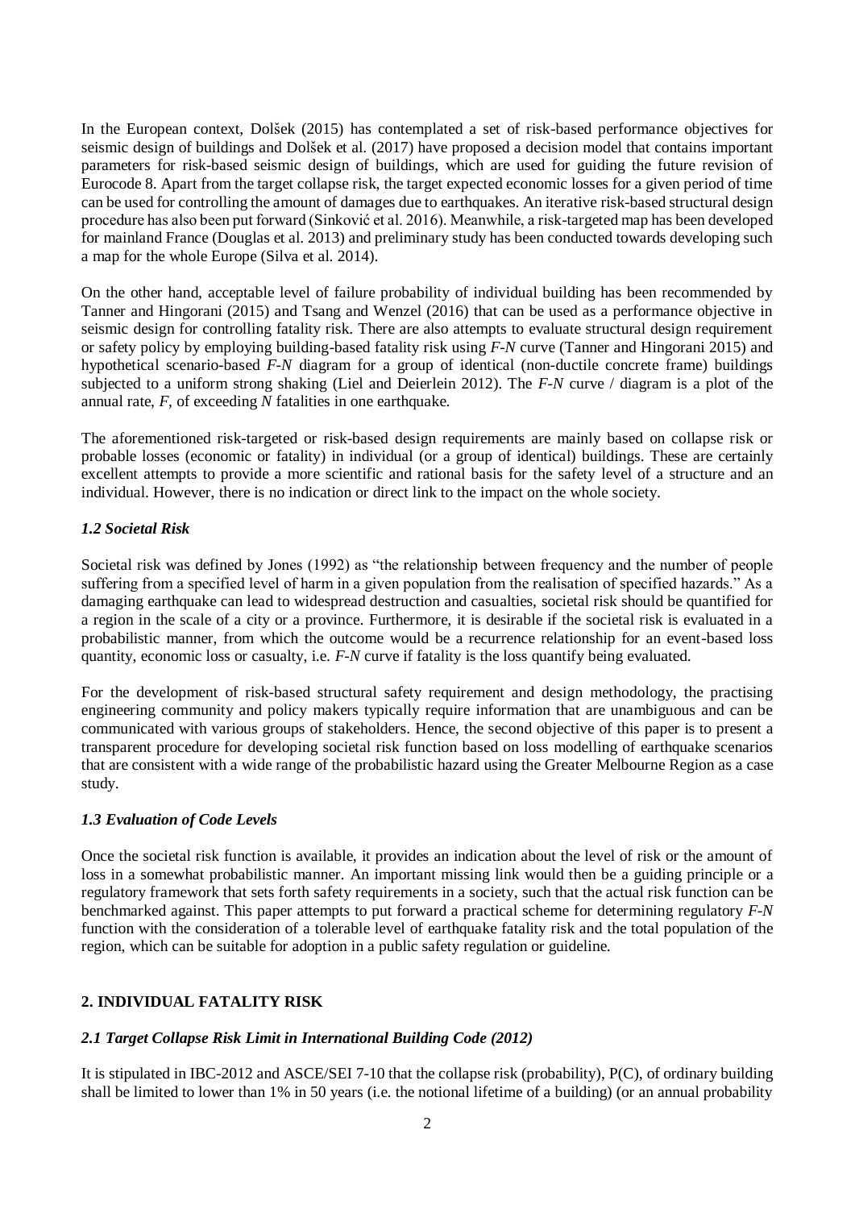In the European context, Dolšek (2015) has contemplated a set of risk-based performance objectives for seismic design of buildings and Dolšek et al. (2017) have proposed a decision model that contains important parameters for risk-based seismic design of buildings, which are used for guiding the future revision of Eurocode 8. Apart from the target collapse risk, the target expected economic losses for a given period of time can be used for controlling the amount of damages due to earthquakes. An iterative risk-based structural design procedure has also been put forward (Sinković et al. 2016). Meanwhile, a risk-targeted map has been developed for mainland France (Douglas et al. 2013) and preliminary study has been conducted towards developing such a map for the whole Europe (Silva et al. 2014).

On the other hand, acceptable level of failure probability of individual building has been recommended by Tanner and Hingorani (2015) and Tsang and Wenzel (2016) that can be used as a performance objective in seismic design for controlling fatality risk. There are also attempts to evaluate structural design requirement or safety policy by employing building-based fatality risk using *F-N* curve (Tanner and Hingorani 2015) and hypothetical scenario-based *F-N* diagram for a group of identical (non-ductile concrete frame) buildings subjected to a uniform strong shaking (Liel and Deierlein 2012). The *F-N* curve / diagram is a plot of the annual rate, *F*, of exceeding *N* fatalities in one earthquake.

The aforementioned risk-targeted or risk-based design requirements are mainly based on collapse risk or probable losses (economic or fatality) in individual (or a group of identical) buildings. These are certainly excellent attempts to provide a more scientific and rational basis for the safety level of a structure and an individual. However, there is no indication or direct link to the impact on the whole society.

### *1.2 Societal Risk*

Societal risk was defined by Jones (1992) as "the relationship between frequency and the number of people suffering from a specified level of harm in a given population from the realisation of specified hazards." As a damaging earthquake can lead to widespread destruction and casualties, societal risk should be quantified for a region in the scale of a city or a province. Furthermore, it is desirable if the societal risk is evaluated in a probabilistic manner, from which the outcome would be a recurrence relationship for an event-based loss quantity, economic loss or casualty, i.e. *F-N* curve if fatality is the loss quantify being evaluated.

For the development of risk-based structural safety requirement and design methodology, the practising engineering community and policy makers typically require information that are unambiguous and can be communicated with various groups of stakeholders. Hence, the second objective of this paper is to present a transparent procedure for developing societal risk function based on loss modelling of earthquake scenarios that are consistent with a wide range of the probabilistic hazard using the Greater Melbourne Region as a case study.

### *1.3 Evaluation of Code Levels*

Once the societal risk function is available, it provides an indication about the level of risk or the amount of loss in a somewhat probabilistic manner. An important missing link would then be a guiding principle or a regulatory framework that sets forth safety requirements in a society, such that the actual risk function can be benchmarked against. This paper attempts to put forward a practical scheme for determining regulatory *F-N* function with the consideration of a tolerable level of earthquake fatality risk and the total population of the region, which can be suitable for adoption in a public safety regulation or guideline.

## 2. INDIVIDUAL FATALITY RISK

### *2.1 Target Collapse Risk Limit in International Building Code (2012)*

It is stipulated in IBC-2012 and ASCE/SEI 7-10 that the collapse risk (probability), P(C), of ordinary building shall be limited to lower than 1% in 50 years (i.e. the notional lifetime of a building) (or an annual probability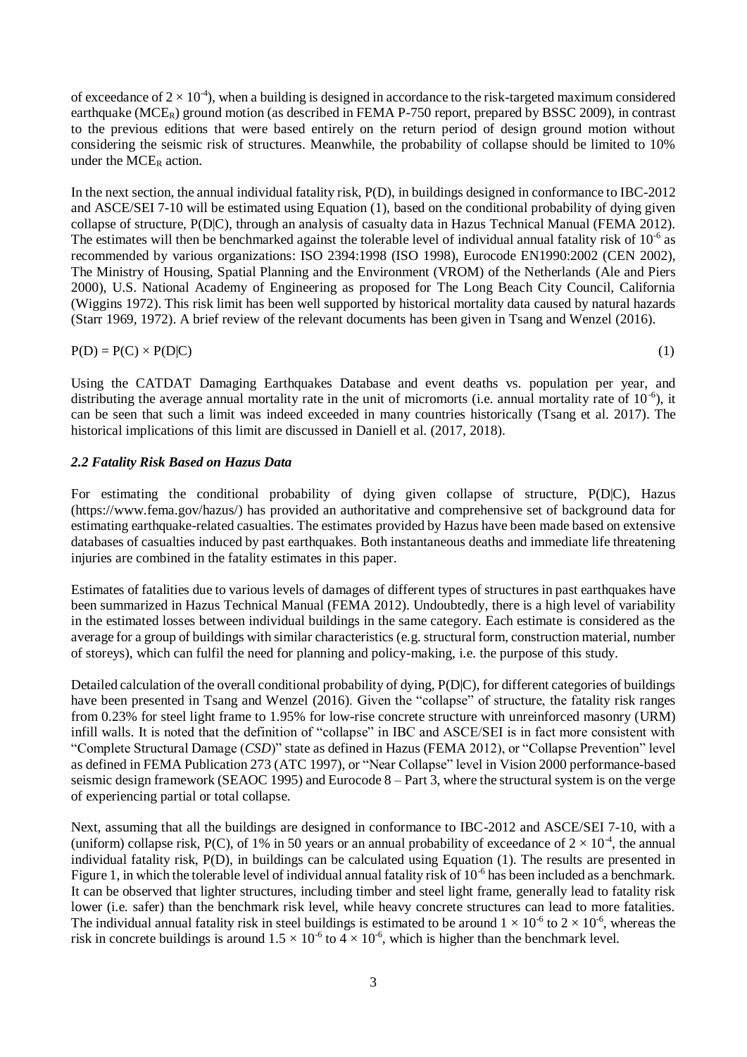of exceedance of $2 \times 10^{-4}$), when a building is designed in accordance to the risk-targeted maximum considered earthquake ($MCE_R$) ground motion (as described in FEMA P-750 report, prepared by BSSC 2009), in contrast to the previous editions that were based entirely on the return period of design ground motion without considering the seismic risk of structures. Meanwhile, the probability of collapse should be limited to 10% under the $MCE_R$ action.

In the next section, the annual individual fatality risk, P(D), in buildings designed in conformance to IBC-2012 and ASCE/SEI 7-10 will be estimated using Equation (1), based on the conditional probability of dying given collapse of structure, P(D|C), through an analysis of casualty data in Hazus Technical Manual (FEMA 2012). The estimates will then be benchmarked against the tolerable level of individual annual fatality risk of $10^{-6}$ as recommended by various organizations: ISO 2394:1998 (ISO 1998), Eurocode EN1990:2002 (CEN 2002), The Ministry of Housing, Spatial Planning and the Environment (VROM) of the Netherlands (Ale and Piers 2000), U.S. National Academy of Engineering as proposed for The Long Beach City Council, California (Wiggins 1972). This risk limit has been well supported by historical mortality data caused by natural hazards (Starr 1969, 1972). A brief review of the relevant documents has been given in Tsang and Wenzel (2016).

$$P(D) = P(C) \times P(D|C) \tag{1}$$

Using the CATDAT Damaging Earthquakes Database and event deaths vs. population per year, and distributing the average annual mortality rate in the unit of micromorts (i.e. annual mortality rate of $10^{-6}$), it can be seen that such a limit was indeed exceeded in many countries historically (Tsang et al. 2017). The historical implications of this limit are discussed in Daniell et al. (2017, 2018).

### *2.2 Fatality Risk Based on Hazus Data*

For estimating the conditional probability of dying given collapse of structure, P(D|C), Hazus (https://www.fema.gov/hazus/) has provided an authoritative and comprehensive set of background data for estimating earthquake-related casualties. The estimates provided by Hazus have been made based on extensive databases of casualties induced by past earthquakes. Both instantaneous deaths and immediate life threatening injuries are combined in the fatality estimates in this paper.

Estimates of fatalities due to various levels of damages of different types of structures in past earthquakes have been summarized in Hazus Technical Manual (FEMA 2012). Undoubtedly, there is a high level of variability in the estimated losses between individual buildings in the same category. Each estimate is considered as the average for a group of buildings with similar characteristics (e.g. structural form, construction material, number of storeys), which can fulfil the need for planning and policy-making, i.e. the purpose of this study.

Detailed calculation of the overall conditional probability of dying, P(D|C), for different categories of buildings have been presented in Tsang and Wenzel (2016). Given the "collapse" of structure, the fatality risk ranges from 0.23% for steel light frame to 1.95% for low-rise concrete structure with unreinforced masonry (URM) infill walls. It is noted that the definition of "collapse" in IBC and ASCE/SEI is in fact more consistent with "Complete Structural Damage (*CSD*)" state as defined in Hazus (FEMA 2012), or "Collapse Prevention" level as defined in FEMA Publication 273 (ATC 1997), or "Near Collapse" level in Vision 2000 performance-based seismic design framework (SEAOC 1995) and Eurocode 8 – Part 3, where the structural system is on the verge of experiencing partial or total collapse.

Next, assuming that all the buildings are designed in conformance to IBC-2012 and ASCE/SEI 7-10, with a (uniform) collapse risk, P(C), of 1% in 50 years or an annual probability of exceedance of $2 \times 10^{-4}$, the annual individual fatality risk, P(D), in buildings can be calculated using Equation (1). The results are presented in Figure 1, in which the tolerable level of individual annual fatality risk of $10^{-6}$ has been included as a benchmark. It can be observed that lighter structures, including timber and steel light frame, generally lead to fatality risk lower (i.e. safer) than the benchmark risk level, while heavy concrete structures can lead to more fatalities. The individual annual fatality risk in steel buildings is estimated to be around $1 \times 10^{-6}$ to $2 \times 10^{-6}$, whereas the risk in concrete buildings is around $1.5 \times 10^{-6}$ to $4 \times 10^{-6}$, which is higher than the benchmark level.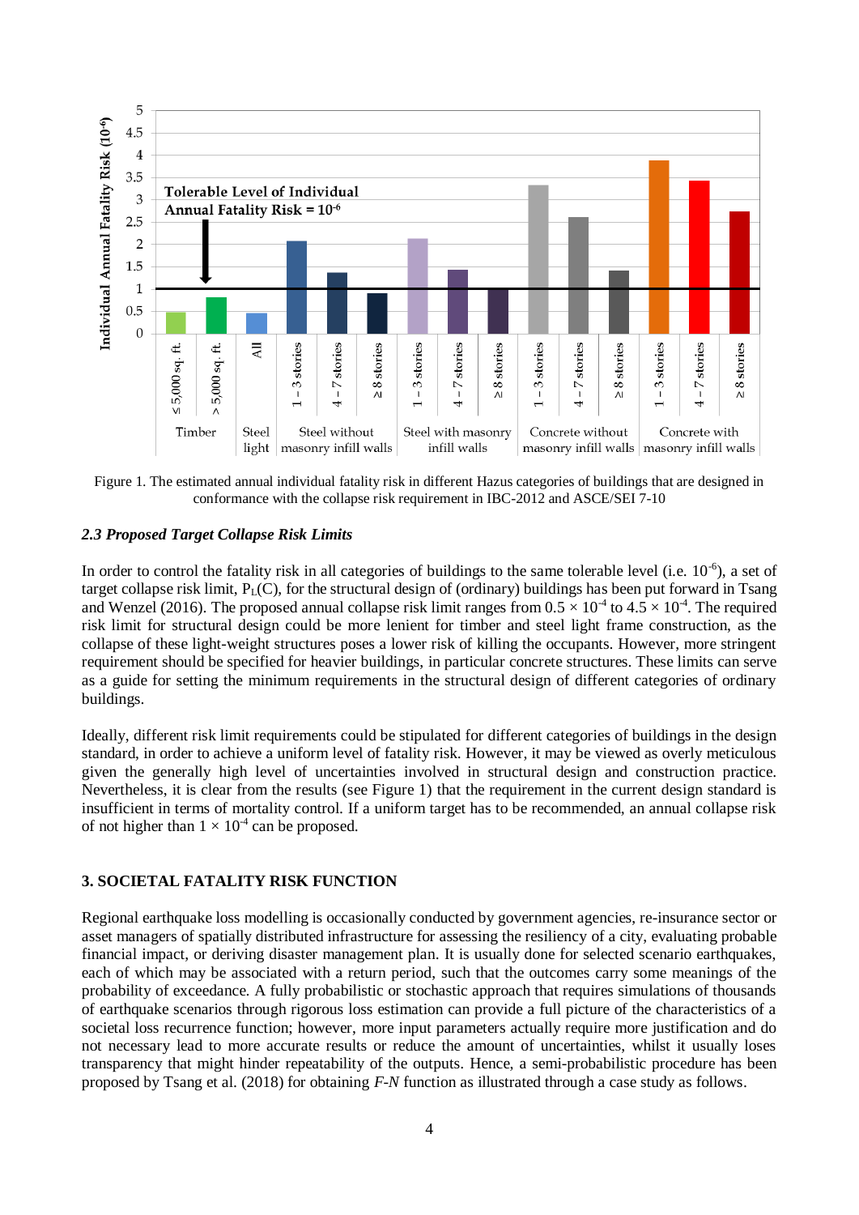Figure 1. The estimated annual individual fatality risk in different Hazus categories of buildings that are designed in conformance with the collapse risk requirement in IBC-2012 and ASCE/SEI 7-10

### *2.3 Proposed Target Collapse Risk Limits*

In order to control the fatality risk in all categories of buildings to the same tolerable level (i.e. $10^{-6}$), a set of target collapse risk limit, $P_L(C)$, for the structural design of (ordinary) buildings has been put forward in Tsang and Wenzel (2016). The proposed annual collapse risk limit ranges from $0.5 \times 10^{-4}$ to $4.5 \times 10^{-4}$. The required risk limit for structural design could be more lenient for timber and steel light frame construction, as the collapse of these light-weight structures poses a lower risk of killing the occupants. However, more stringent requirement should be specified for heavier buildings, in particular concrete structures. These limits can serve as a guide for setting the minimum requirements in the structural design of different categories of ordinary buildings.

Ideally, different risk limit requirements could be stipulated for different categories of buildings in the design standard, in order to achieve a uniform level of fatality risk. However, it may be viewed as overly meticulous given the generally high level of uncertainties involved in structural design and construction practice. Nevertheless, it is clear from the results (see Figure 1) that the requirement in the current design standard is insufficient in terms of mortality control. If a uniform target has to be recommended, an annual collapse risk of not higher than $1 \times 10^{-4}$ can be proposed.

## 3. SOCIETAL FATALITY RISK FUNCTION

Regional earthquake loss modelling is occasionally conducted by government agencies, re-insurance sector or asset managers of spatially distributed infrastructure for assessing the resiliency of a city, evaluating probable financial impact, or deriving disaster management plan. It is usually done for selected scenario earthquakes, each of which may be associated with a return period, such that the outcomes carry some meanings of the probability of exceedance. A fully probabilistic or stochastic approach that requires simulations of thousands of earthquake scenarios through rigorous loss estimation can provide a full picture of the characteristics of a societal loss recurrence function; however, more input parameters actually require more justification and do not necessary lead to more accurate results or reduce the amount of uncertainties, whilst it usually loses transparency that might hinder repeatability of the outputs. Hence, a semi-probabilistic procedure has been proposed by Tsang et al. (2018) for obtaining *F-N* function as illustrated through a case study as follows.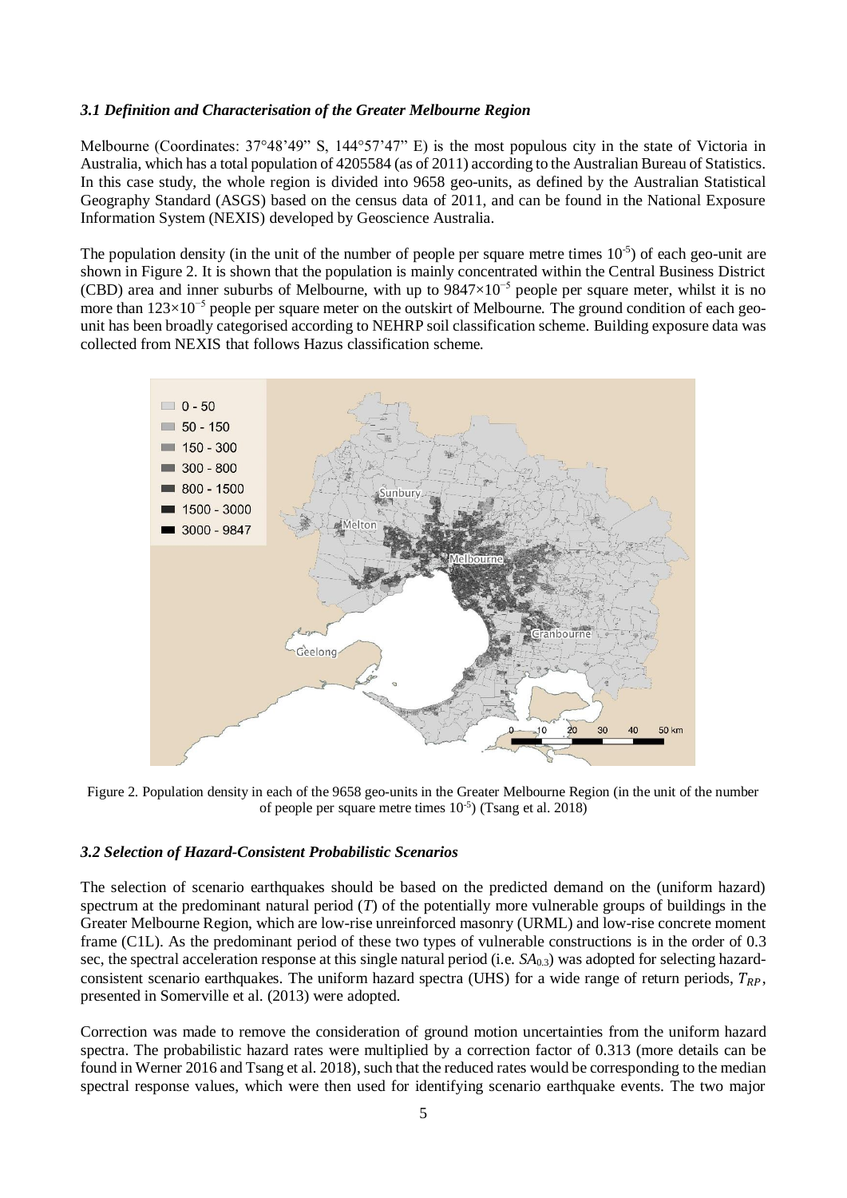### *3.1 Definition and Characterisation of the Greater Melbourne Region*

Melbourne (Coordinates: 37°48'49" S, 144°57'47" E) is the most populous city in the state of Victoria in Australia, which has a total population of 4205584 (as of 2011) according to the Australian Bureau of Statistics. In this case study, the whole region is divided into 9658 geo-units, as defined by the Australian Statistical Geography Standard (ASGS) based on the census data of 2011, and can be found in the National Exposure Information System (NEXIS) developed by Geoscience Australia.

The population density (in the unit of the number of people per square metre times $10^{-5}$) of each geo-unit are shown in Figure 2. It is shown that the population is mainly concentrated within the Central Business District (CBD) area and inner suburbs of Melbourne, with up to $9847\times10^{-5}$ people per square meter, whilst it is no more than $123\times10^{-5}$ people per square meter on the outskirt of Melbourne. The ground condition of each geo-unit has been broadly categorised according to NEHRP soil classification scheme. Building exposure data was collected from NEXIS that follows Hazus classification scheme.

Figure 2. Population density in each of the 9658 geo-units in the Greater Melbourne Region (in the unit of the number of people per square metre times $10^{-5}$) (Tsang et al. 2018)

### *3.2 Selection of Hazard-Consistent Probabilistic Scenarios*

The selection of scenario earthquakes should be based on the predicted demand on the (uniform hazard) spectrum at the predominant natural period ($T$) of the potentially more vulnerable groups of buildings in the Greater Melbourne Region, which are low-rise unreinforced masonry (URML) and low-rise concrete moment frame (C1L). As the predominant period of these two types of vulnerable constructions is in the order of 0.3 sec, the spectral acceleration response at this single natural period (i.e. $SA_{0.3}$) was adopted for selecting hazard-consistent scenario earthquakes. The uniform hazard spectra (UHS) for a wide range of return periods, $T_{RP}$, presented in Somerville et al. (2013) were adopted.

Correction was made to remove the consideration of ground motion uncertainties from the uniform hazard spectra. The probabilistic hazard rates were multiplied by a correction factor of 0.313 (more details can be found in Werner 2016 and Tsang et al. 2018), such that the reduced rates would be corresponding to the median spectral response values, which were then used for identifying scenario earthquake events. The two major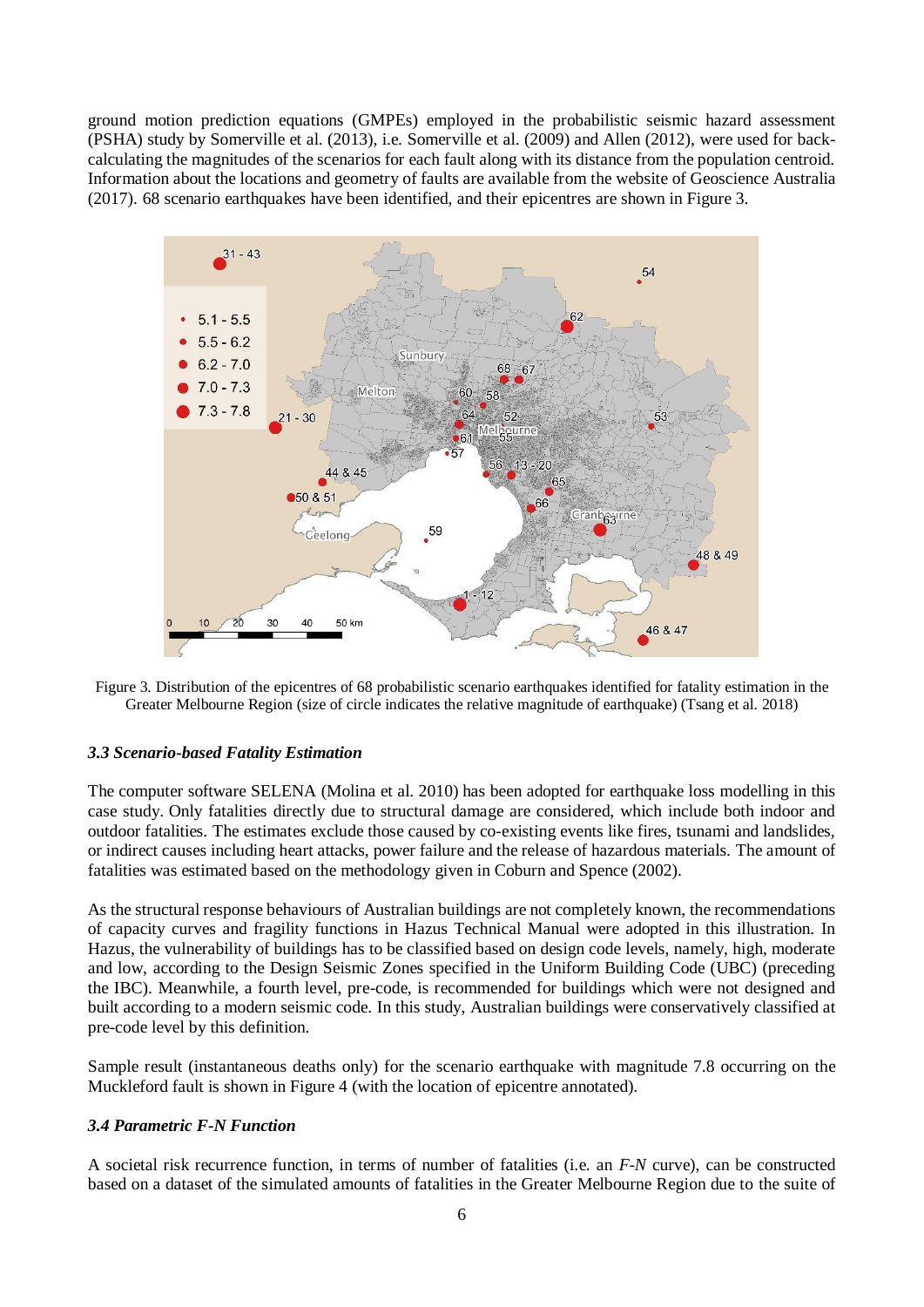ground motion prediction equations (GMPEs) employed in the probabilistic seismic hazard assessment (PSHA) study by Somerville et al. (2013), i.e. Somerville et al. (2009) and Allen (2012), were used for back-calculating the magnitudes of the scenarios for each fault along with its distance from the population centroid. Information about the locations and geometry of faults are available from the website of Geoscience Australia (2017). 68 scenario earthquakes have been identified, and their epicentres are shown in Figure 3.

Figure 3. Distribution of the epicentres of 68 probabilistic scenario earthquakes identified for fatality estimation in the Greater Melbourne Region (size of circle indicates the relative magnitude of earthquake) (Tsang et al. 2018)

### *3.3 Scenario-based Fatality Estimation*

The computer software SELENA (Molina et al. 2010) has been adopted for earthquake loss modelling in this case study. Only fatalities directly due to structural damage are considered, which include both indoor and outdoor fatalities. The estimates exclude those caused by co-existing events like fires, tsunami and landslides, or indirect causes including heart attacks, power failure and the release of hazardous materials. The amount of fatalities was estimated based on the methodology given in Coburn and Spence (2002).

As the structural response behaviours of Australian buildings are not completely known, the recommendations of capacity curves and fragility functions in Hazus Technical Manual were adopted in this illustration. In Hazus, the vulnerability of buildings has to be classified based on design code levels, namely, high, moderate and low, according to the Design Seismic Zones specified in the Uniform Building Code (UBC) (preceding the IBC). Meanwhile, a fourth level, pre-code, is recommended for buildings which were not designed and built according to a modern seismic code. In this study, Australian buildings were conservatively classified at pre-code level by this definition.

Sample result (instantaneous deaths only) for the scenario earthquake with magnitude 7.8 occurring on the Muckleford fault is shown in Figure 4 (with the location of epicentre annotated).

### *3.4 Parametric F-N Function*

A societal risk recurrence function, in terms of number of fatalities (i.e. an *F-N* curve), can be constructed based on a dataset of the simulated amounts of fatalities in the Greater Melbourne Region due to the suite of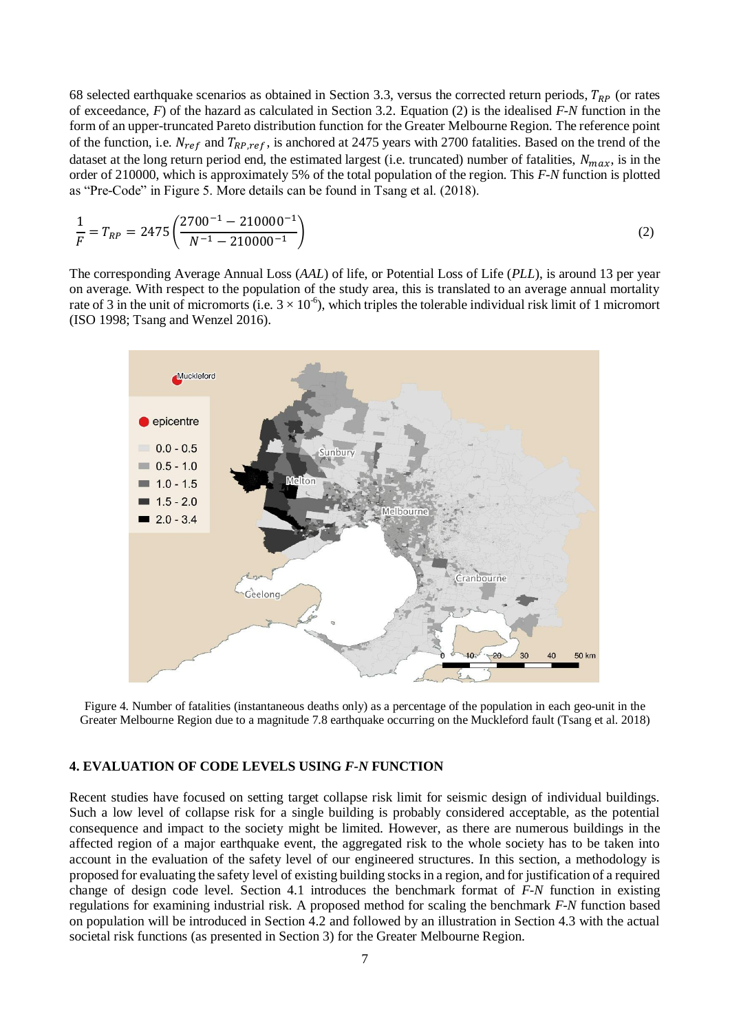68 selected earthquake scenarios as obtained in Section 3.3, versus the corrected return periods, $T_{RP}$ (or rates of exceedance, $F$) of the hazard as calculated in Section 3.2. Equation (2) is the idealised *F-N* function in the form of an upper-truncated Pareto distribution function for the Greater Melbourne Region. The reference point of the function, i.e. $N_{ref}$ and $T_{RP,ref}$, is anchored at 2475 years with 2700 fatalities. Based on the trend of the dataset at the long return period end, the estimated largest (i.e. truncated) number of fatalities, $N_{max}$, is in the order of 210000, which is approximately 5% of the total population of the region. This *F-N* function is plotted as "Pre-Code" in Figure 5. More details can be found in Tsang et al. (2018).

$$\frac{1}{F} = T_{RP} = 2475\left(\frac{2700^{-1} - 210000^{-1}}{N^{-1} - 210000^{-1}}\right) \tag{2}$$

The corresponding Average Annual Loss (*AAL*) of life, or Potential Loss of Life (*PLL*), is around 13 per year on average. With respect to the population of the study area, this is translated to an average annual mortality rate of 3 in the unit of micromorts (i.e. $3 \times 10^{-6}$), which triples the tolerable individual risk limit of 1 micromort (ISO 1998; Tsang and Wenzel 2016).

Figure 4. Number of fatalities (instantaneous deaths only) as a percentage of the population in each geo-unit in the Greater Melbourne Region due to a magnitude 7.8 earthquake occurring on the Muckleford fault (Tsang et al. 2018)

## 4. EVALUATION OF CODE LEVELS USING *F-N* FUNCTION

Recent studies have focused on setting target collapse risk limit for seismic design of individual buildings. Such a low level of collapse risk for a single building is probably considered acceptable, as the potential consequence and impact to the society might be limited. However, as there are numerous buildings in the affected region of a major earthquake event, the aggregated risk to the whole society has to be taken into account in the evaluation of the safety level of our engineered structures. In this section, a methodology is proposed for evaluating the safety level of existing building stocks in a region, and for justification of a required change of design code level. Section 4.1 introduces the benchmark format of *F-N* function in existing regulations for examining industrial risk. A proposed method for scaling the benchmark *F-N* function based on population will be introduced in Section 4.2 and followed by an illustration in Section 4.3 with the actual societal risk functions (as presented in Section 3) for the Greater Melbourne Region.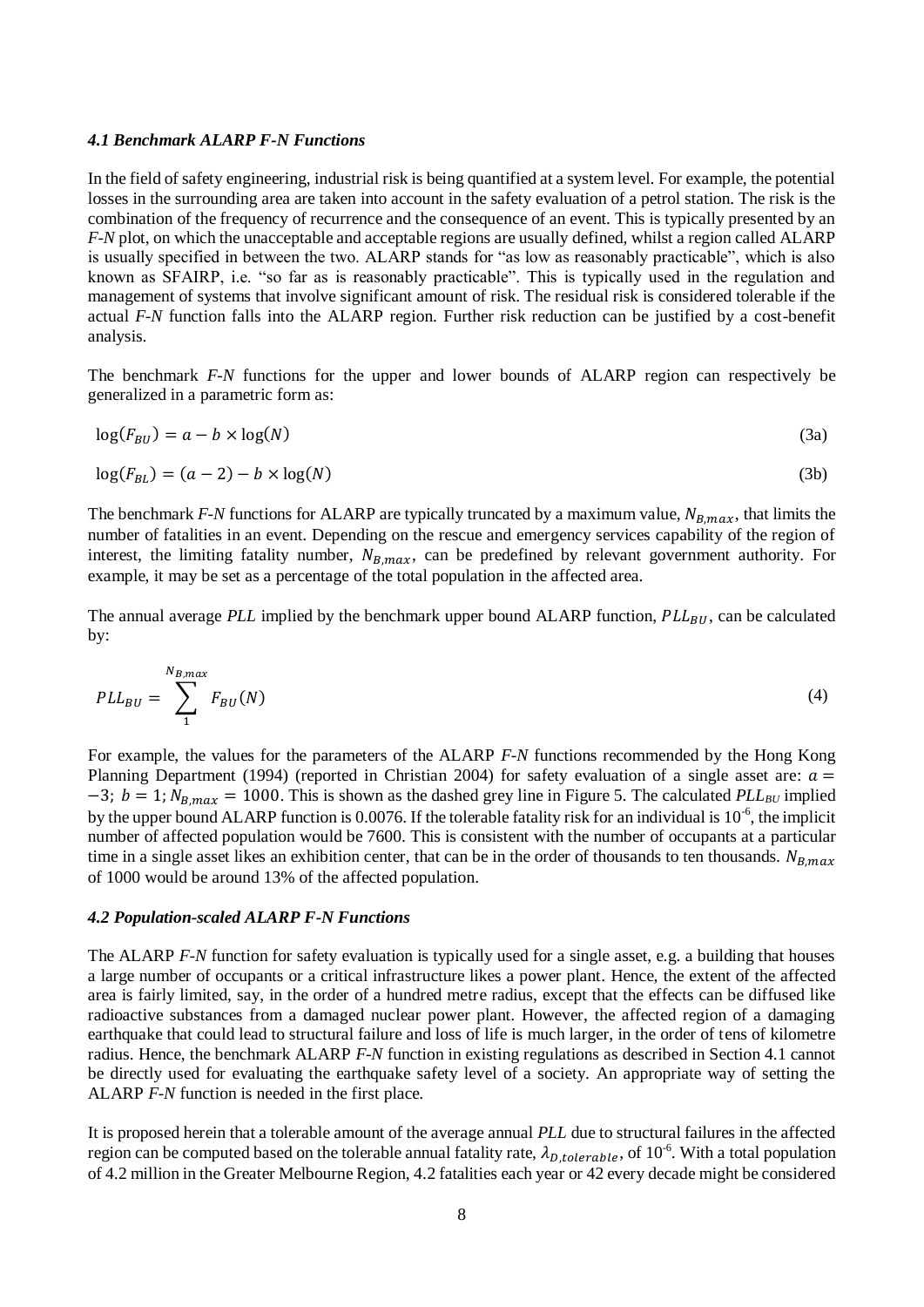### *4.1 Benchmark ALARP F-N Functions*

In the field of safety engineering, industrial risk is being quantified at a system level. For example, the potential losses in the surrounding area are taken into account in the safety evaluation of a petrol station. The risk is the combination of the frequency of recurrence and the consequence of an event. This is typically presented by an *F-N* plot, on which the unacceptable and acceptable regions are usually defined, whilst a region called ALARP is usually specified in between the two. ALARP stands for "as low as reasonably practicable", which is also known as SFAIRP, i.e. "so far as is reasonably practicable". This is typically used in the regulation and management of systems that involve significant amount of risk. The residual risk is considered tolerable if the actual *F-N* function falls into the ALARP region. Further risk reduction can be justified by a cost-benefit analysis.

The benchmark *F-N* functions for the upper and lower bounds of ALARP region can respectively be generalized in a parametric form as:

$$\log(F_{BU}) = a - b \times \log(N) \tag{3a}$$

$$\log(F_{BL}) = (a-2) - b \times \log(N) \tag{3b}$$

The benchmark *F-N* functions for ALARP are typically truncated by a maximum value, $N_{B,max}$, that limits the number of fatalities in an event. Depending on the rescue and emergency services capability of the region of interest, the limiting fatality number, $N_{B,max}$, can be predefined by relevant government authority. For example, it may be set as a percentage of the total population in the affected area.

The annual average *PLL* implied by the benchmark upper bound ALARP function, $PLL_{BU}$, can be calculated by:

$$PLL_{BU} = \sum_{1}^{N_{B,max}} F_{BU}(N) \tag{4}$$

For example, the values for the parameters of the ALARP *F-N* functions recommended by the Hong Kong Planning Department (1994) (reported in Christian 2004) for safety evaluation of a single asset are: $a = -3$; $b = 1$; $N_{B,max} = 1000$. This is shown as the dashed grey line in Figure 5. The calculated $PLL_{BU}$ implied by the upper bound ALARP function is 0.0076. If the tolerable fatality risk for an individual is $10^{-6}$, the implicit number of affected population would be 7600. This is consistent with the number of occupants at a particular time in a single asset likes an exhibition center, that can be in the order of thousands to ten thousands. $N_{B,max}$ of 1000 would be around 13% of the affected population.

### *4.2 Population-scaled ALARP F-N Functions*

The ALARP *F-N* function for safety evaluation is typically used for a single asset, e.g. a building that houses a large number of occupants or a critical infrastructure likes a power plant. Hence, the extent of the affected area is fairly limited, say, in the order of a hundred metre radius, except that the effects can be diffused like radioactive substances from a damaged nuclear power plant. However, the affected region of a damaging earthquake that could lead to structural failure and loss of life is much larger, in the order of tens of kilometre radius. Hence, the benchmark ALARP *F-N* function in existing regulations as described in Section 4.1 cannot be directly used for evaluating the earthquake safety level of a society. An appropriate way of setting the ALARP *F-N* function is needed in the first place.

It is proposed herein that a tolerable amount of the average annual *PLL* due to structural failures in the affected region can be computed based on the tolerable annual fatality rate, $\lambda_{D,tolerable}$, of $10^{-6}$. With a total population of 4.2 million in the Greater Melbourne Region, 4.2 fatalities each year or 42 every decade might be considered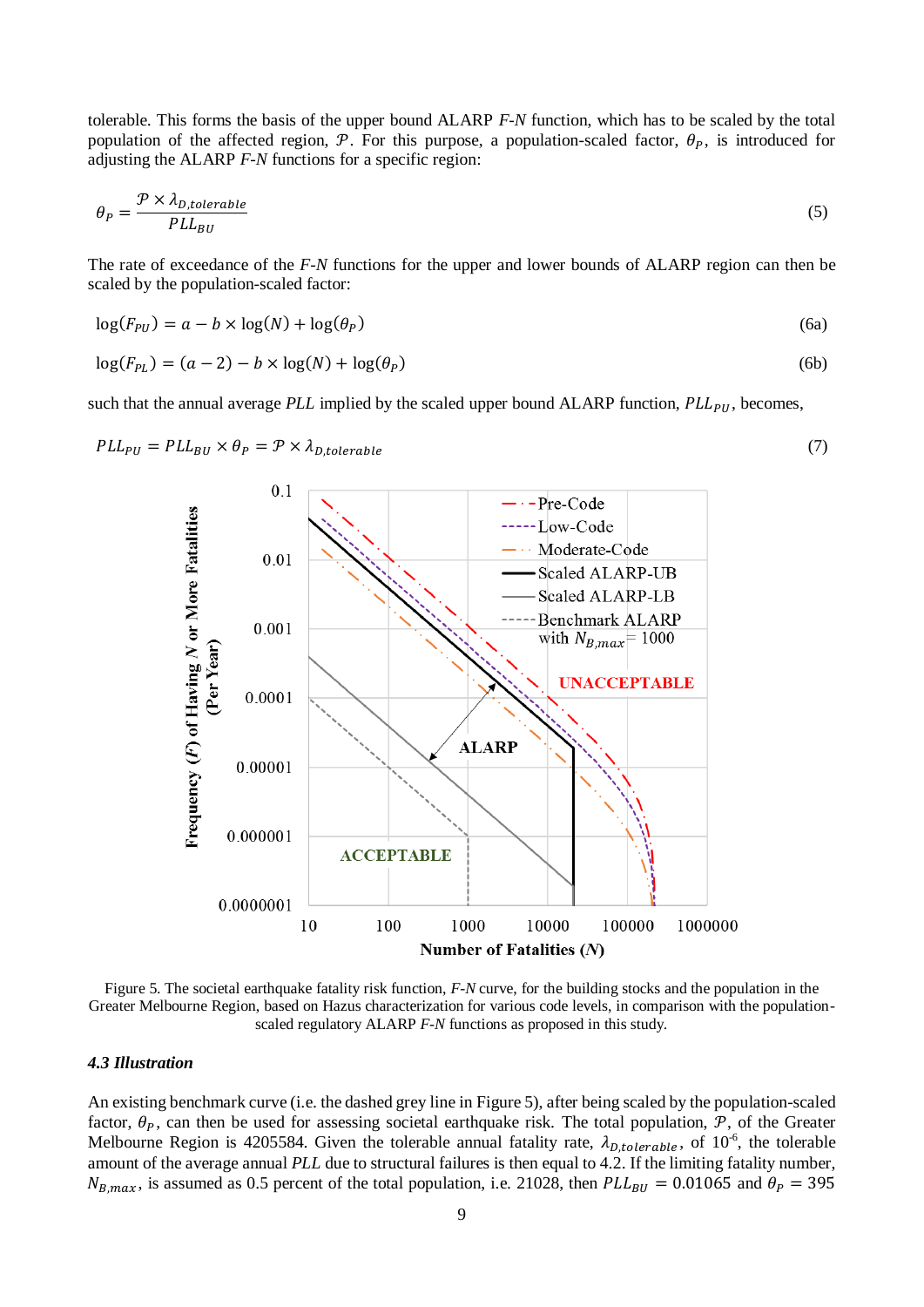tolerable. This forms the basis of the upper bound ALARP *F-N* function, which has to be scaled by the total population of the affected region, $\mathcal{P}$. For this purpose, a population-scaled factor, $\theta_P$, is introduced for adjusting the ALARP *F-N* functions for a specific region:

$$\theta_P = \frac{\mathcal{P} \times \lambda_{D,tolerable}}{PLL_{BU}} \tag{5}$$

The rate of exceedance of the *F-N* functions for the upper and lower bounds of ALARP region can then be scaled by the population-scaled factor:

$$\log(F_{PU}) = a - b \times \log(N) + \log(\theta_P) \tag{6a}$$

$$\log(F_{PL}) = (a - 2) - b \times \log(N) + \log(\theta_P) \tag{6b}$$

such that the annual average *PLL* implied by the scaled upper bound ALARP function, $PLL_{PU}$, becomes,

$$PLL_{PU} = PLL_{BU} \times \theta_P = \mathcal{P} \times \lambda_{D,tolerable} \tag{7}$$

Figure 5. The societal earthquake fatality risk function, *F-N* curve, for the building stocks and the population in the Greater Melbourne Region, based on Hazus characterization for various code levels, in comparison with the population-scaled regulatory ALARP *F-N* functions as proposed in this study.

### 4.3 Illustration

An existing benchmark curve (i.e. the dashed grey line in Figure 5), after being scaled by the population-scaled factor, $\theta_P$, can then be used for assessing societal earthquake risk. The total population, $\mathcal{P}$, of the Greater Melbourne Region is 4205584. Given the tolerable annual fatality rate, $\lambda_{D,tolerable}$, of $10^{-6}$, the tolerable amount of the average annual *PLL* due to structural failures is then equal to 4.2. If the limiting fatality number, $N_{B,max}$, is assumed as 0.5 percent of the total population, i.e. 21028, then $PLL_{BU} = 0.01065$ and $\theta_P = 395$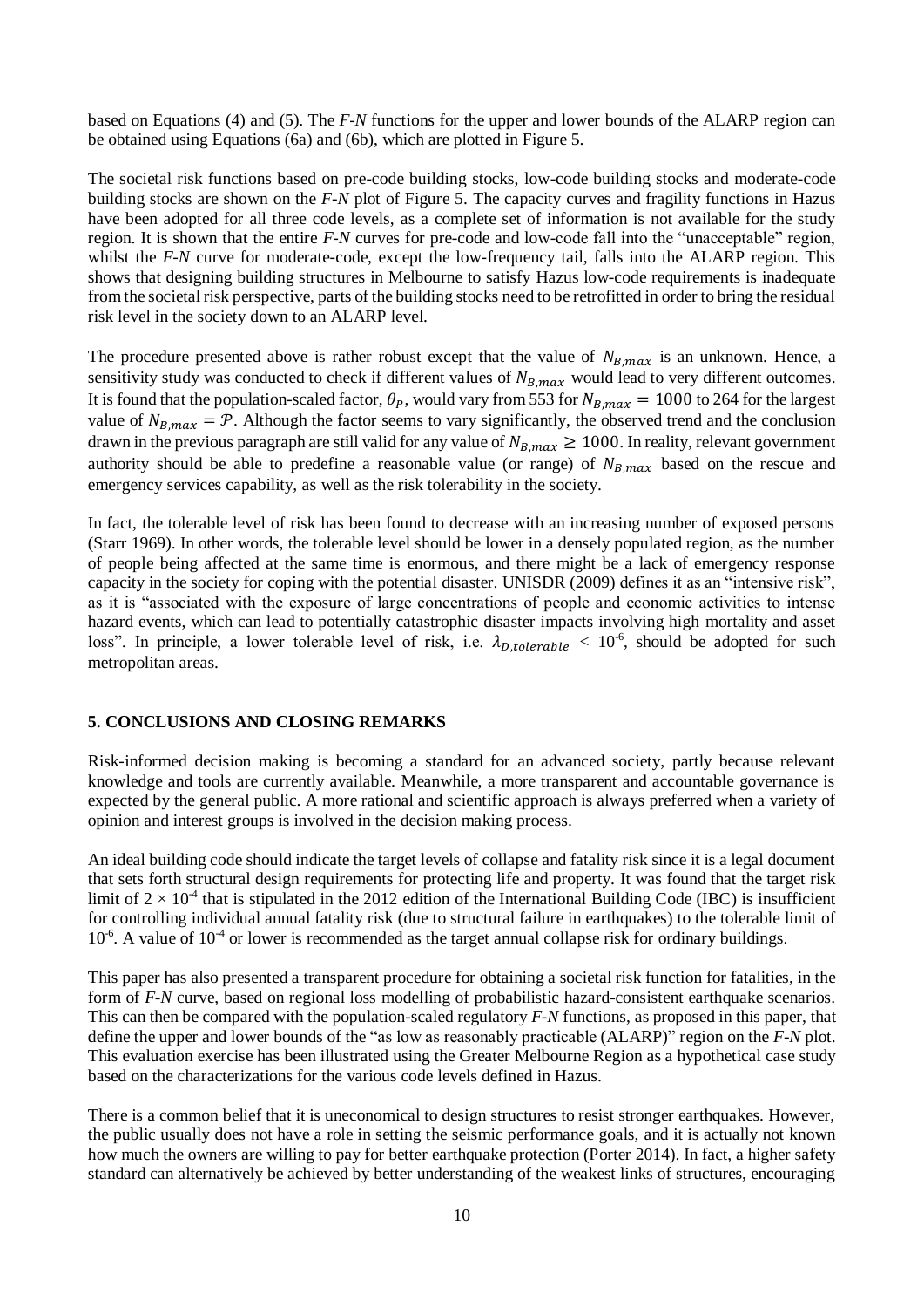based on Equations (4) and (5). The *F-N* functions for the upper and lower bounds of the ALARP region can be obtained using Equations (6a) and (6b), which are plotted in Figure 5.

The societal risk functions based on pre-code building stocks, low-code building stocks and moderate-code building stocks are shown on the *F-N* plot of Figure 5. The capacity curves and fragility functions in Hazus have been adopted for all three code levels, as a complete set of information is not available for the study region. It is shown that the entire *F-N* curves for pre-code and low-code fall into the "unacceptable" region, whilst the *F-N* curve for moderate-code, except the low-frequency tail, falls into the ALARP region. This shows that designing building structures in Melbourne to satisfy Hazus low-code requirements is inadequate from the societal risk perspective, parts of the building stocks need to be retrofitted in order to bring the residual risk level in the society down to an ALARP level.

The procedure presented above is rather robust except that the value of $N_{B,max}$ is an unknown. Hence, a sensitivity study was conducted to check if different values of $N_{B,max}$ would lead to very different outcomes. It is found that the population-scaled factor, $\theta_P$, would vary from 553 for $N_{B,max} = 1000$ to 264 for the largest value of $N_{B,max} = \mathcal{P}$. Although the factor seems to vary significantly, the observed trend and the conclusion drawn in the previous paragraph are still valid for any value of $N_{B,max} \geq 1000$. In reality, relevant government authority should be able to predefine a reasonable value (or range) of $N_{B,max}$ based on the rescue and emergency services capability, as well as the risk tolerability in the society.

In fact, the tolerable level of risk has been found to decrease with an increasing number of exposed persons (Starr 1969). In other words, the tolerable level should be lower in a densely populated region, as the number of people being affected at the same time is enormous, and there might be a lack of emergency response capacity in the society for coping with the potential disaster. UNISDR (2009) defines it as an "intensive risk", as it is "associated with the exposure of large concentrations of people and economic activities to intense hazard events, which can lead to potentially catastrophic disaster impacts involving high mortality and asset loss". In principle, a lower tolerable level of risk, i.e. $\lambda_{D,tolerable} < 10^{-6}$, should be adopted for such metropolitan areas.

## 5. CONCLUSIONS AND CLOSING REMARKS

Risk-informed decision making is becoming a standard for an advanced society, partly because relevant knowledge and tools are currently available. Meanwhile, a more transparent and accountable governance is expected by the general public. A more rational and scientific approach is always preferred when a variety of opinion and interest groups is involved in the decision making process.

An ideal building code should indicate the target levels of collapse and fatality risk since it is a legal document that sets forth structural design requirements for protecting life and property. It was found that the target risk limit of $2 \times 10^{-4}$ that is stipulated in the 2012 edition of the International Building Code (IBC) is insufficient for controlling individual annual fatality risk (due to structural failure in earthquakes) to the tolerable limit of $10^{-6}$. A value of $10^{-4}$ or lower is recommended as the target annual collapse risk for ordinary buildings.

This paper has also presented a transparent procedure for obtaining a societal risk function for fatalities, in the form of *F-N* curve, based on regional loss modelling of probabilistic hazard-consistent earthquake scenarios. This can then be compared with the population-scaled regulatory *F-N* functions, as proposed in this paper, that define the upper and lower bounds of the "as low as reasonably practicable (ALARP)" region on the *F-N* plot. This evaluation exercise has been illustrated using the Greater Melbourne Region as a hypothetical case study based on the characterizations for the various code levels defined in Hazus.

There is a common belief that it is uneconomical to design structures to resist stronger earthquakes. However, the public usually does not have a role in setting the seismic performance goals, and it is actually not known how much the owners are willing to pay for better earthquake protection (Porter 2014). In fact, a higher safety standard can alternatively be achieved by better understanding of the weakest links of structures, encouraging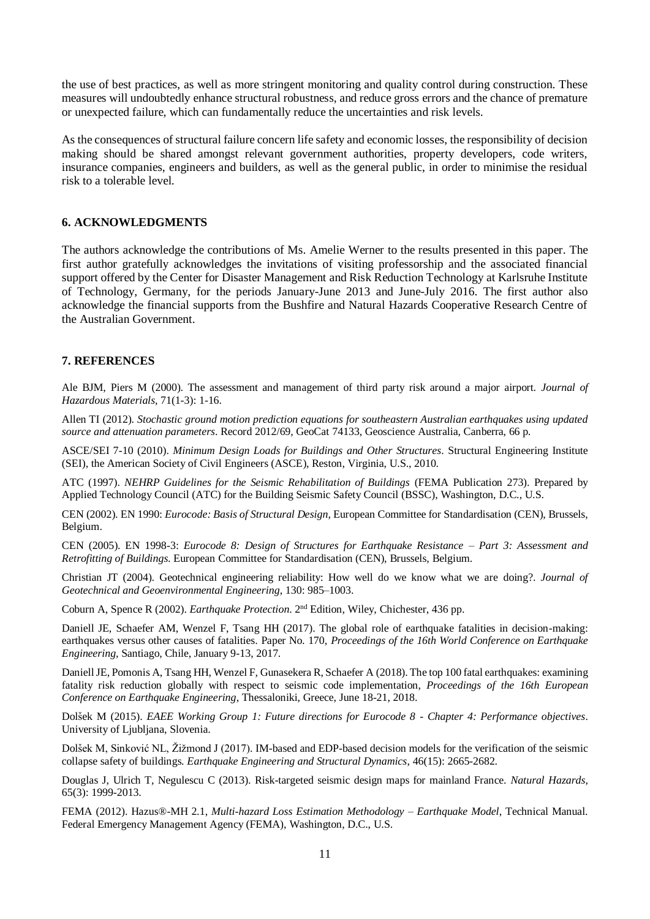the use of best practices, as well as more stringent monitoring and quality control during construction. These measures will undoubtedly enhance structural robustness, and reduce gross errors and the chance of premature or unexpected failure, which can fundamentally reduce the uncertainties and risk levels.

As the consequences of structural failure concern life safety and economic losses, the responsibility of decision making should be shared amongst relevant government authorities, property developers, code writers, insurance companies, engineers and builders, as well as the general public, in order to minimise the residual risk to a tolerable level.

## 6. ACKNOWLEDGMENTS

The authors acknowledge the contributions of Ms. Amelie Werner to the results presented in this paper. The first author gratefully acknowledges the invitations of visiting professorship and the associated financial support offered by the Center for Disaster Management and Risk Reduction Technology at Karlsruhe Institute of Technology, Germany, for the periods January-June 2013 and June-July 2016. The first author also acknowledge the financial supports from the Bushfire and Natural Hazards Cooperative Research Centre of the Australian Government.

## 7. REFERENCES

Ale BJM, Piers M (2000). The assessment and management of third party risk around a major airport. *Journal of Hazardous Materials*, 71(1-3): 1-16.

Allen TI (2012). *Stochastic ground motion prediction equations for southeastern Australian earthquakes using updated source and attenuation parameters*. Record 2012/69, GeoCat 74133, Geoscience Australia, Canberra, 66 p.

ASCE/SEI 7-10 (2010). *Minimum Design Loads for Buildings and Other Structures*. Structural Engineering Institute (SEI), the American Society of Civil Engineers (ASCE), Reston, Virginia, U.S., 2010.

ATC (1997). *NEHRP Guidelines for the Seismic Rehabilitation of Buildings* (FEMA Publication 273). Prepared by Applied Technology Council (ATC) for the Building Seismic Safety Council (BSSC), Washington, D.C., U.S.

CEN (2002). EN 1990: *Eurocode: Basis of Structural Design*, European Committee for Standardisation (CEN), Brussels, Belgium.

CEN (2005). EN 1998-3: *Eurocode 8: Design of Structures for Earthquake Resistance – Part 3: Assessment and Retrofitting of Buildings*. European Committee for Standardisation (CEN), Brussels, Belgium.

Christian JT (2004). Geotechnical engineering reliability: How well do we know what we are doing?. *Journal of Geotechnical and Geoenvironmental Engineering*, 130: 985–1003.

Coburn A, Spence R (2002). *Earthquake Protection*. 2nd Edition, Wiley, Chichester, 436 pp.

Daniell JE, Schaefer AM, Wenzel F, Tsang HH (2017). The global role of earthquake fatalities in decision-making: earthquakes versus other causes of fatalities. Paper No. 170, *Proceedings of the 16th World Conference on Earthquake Engineering*, Santiago, Chile, January 9-13, 2017.

Daniell JE, Pomonis A, Tsang HH, Wenzel F, Gunasekera R, Schaefer A (2018). The top 100 fatal earthquakes: examining fatality risk reduction globally with respect to seismic code implementation, *Proceedings of the 16th European Conference on Earthquake Engineering*, Thessaloniki, Greece, June 18-21, 2018.

Dolšek M (2015). *EAEE Working Group 1: Future directions for Eurocode 8 - Chapter 4: Performance objectives*. University of Ljubljana, Slovenia.

Dolšek M, Sinković NL, Žižmond J (2017). IM-based and EDP-based decision models for the verification of the seismic collapse safety of buildings. *Earthquake Engineering and Structural Dynamics*, 46(15): 2665-2682.

Douglas J, Ulrich T, Negulescu C (2013). Risk-targeted seismic design maps for mainland France. *Natural Hazards*, 65(3): 1999-2013.

FEMA (2012). Hazus®-MH 2.1, *Multi-hazard Loss Estimation Methodology – Earthquake Model*, Technical Manual. Federal Emergency Management Agency (FEMA), Washington, D.C., U.S.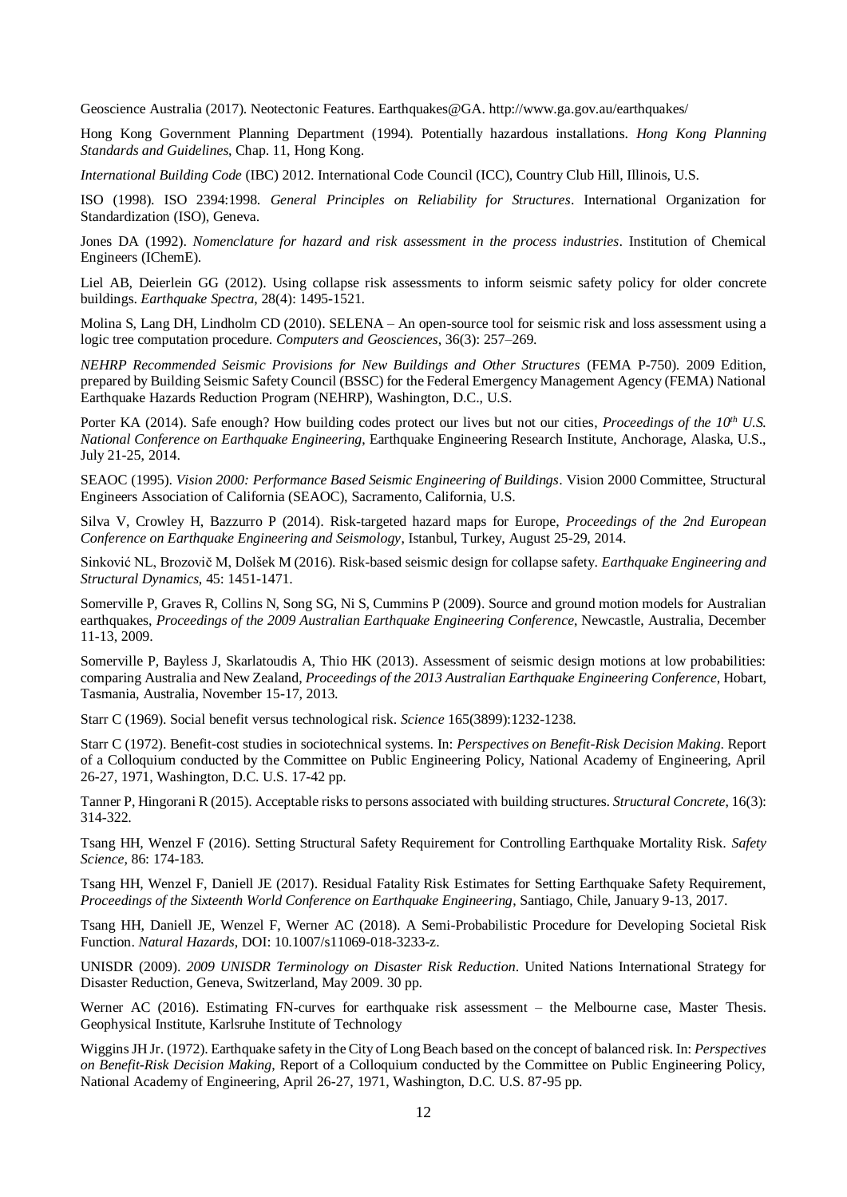Geoscience Australia (2017). Neotectonic Features. Earthquakes@GA. http://www.ga.gov.au/earthquakes/

Hong Kong Government Planning Department (1994). Potentially hazardous installations. *Hong Kong Planning Standards and Guidelines*, Chap. 11, Hong Kong.

*International Building Code* (IBC) 2012. International Code Council (ICC), Country Club Hill, Illinois, U.S.

ISO (1998). ISO 2394:1998. *General Principles on Reliability for Structures*. International Organization for Standardization (ISO), Geneva.

Jones DA (1992). *Nomenclature for hazard and risk assessment in the process industries*. Institution of Chemical Engineers (IChemE).

Liel AB, Deierlein GG (2012). Using collapse risk assessments to inform seismic safety policy for older concrete buildings. *Earthquake Spectra*, 28(4): 1495-1521.

Molina S, Lang DH, Lindholm CD (2010). SELENA – An open-source tool for seismic risk and loss assessment using a logic tree computation procedure. *Computers and Geosciences*, 36(3): 257–269.

*NEHRP Recommended Seismic Provisions for New Buildings and Other Structures* (FEMA P-750). 2009 Edition, prepared by Building Seismic Safety Council (BSSC) for the Federal Emergency Management Agency (FEMA) National Earthquake Hazards Reduction Program (NEHRP), Washington, D.C., U.S.

Porter KA (2014). Safe enough? How building codes protect our lives but not our cities, *Proceedings of the 10th U.S. National Conference on Earthquake Engineering*, Earthquake Engineering Research Institute, Anchorage, Alaska, U.S., July 21-25, 2014.

SEAOC (1995). *Vision 2000: Performance Based Seismic Engineering of Buildings*. Vision 2000 Committee, Structural Engineers Association of California (SEAOC), Sacramento, California, U.S.

Silva V, Crowley H, Bazzurro P (2014). Risk-targeted hazard maps for Europe, *Proceedings of the 2nd European Conference on Earthquake Engineering and Seismology*, Istanbul, Turkey, August 25-29, 2014.

Sinković NL, Brozovič M, Dolšek M (2016). Risk-based seismic design for collapse safety. *Earthquake Engineering and Structural Dynamics*, 45: 1451-1471.

Somerville P, Graves R, Collins N, Song SG, Ni S, Cummins P (2009). Source and ground motion models for Australian earthquakes, *Proceedings of the 2009 Australian Earthquake Engineering Conference*, Newcastle, Australia, December 11-13, 2009.

Somerville P, Bayless J, Skarlatoudis A, Thio HK (2013). Assessment of seismic design motions at low probabilities: comparing Australia and New Zealand, *Proceedings of the 2013 Australian Earthquake Engineering Conference*, Hobart, Tasmania, Australia, November 15-17, 2013.

Starr C (1969). Social benefit versus technological risk. *Science* 165(3899):1232-1238.

Starr C (1972). Benefit-cost studies in sociotechnical systems. In: *Perspectives on Benefit-Risk Decision Making*. Report of a Colloquium conducted by the Committee on Public Engineering Policy, National Academy of Engineering, April 26-27, 1971, Washington, D.C. U.S. 17-42 pp.

Tanner P, Hingorani R (2015). Acceptable risks to persons associated with building structures. *Structural Concrete*, 16(3): 314-322.

Tsang HH, Wenzel F (2016). Setting Structural Safety Requirement for Controlling Earthquake Mortality Risk. *Safety Science*, 86: 174-183.

Tsang HH, Wenzel F, Daniell JE (2017). Residual Fatality Risk Estimates for Setting Earthquake Safety Requirement, *Proceedings of the Sixteenth World Conference on Earthquake Engineering*, Santiago, Chile, January 9-13, 2017.

Tsang HH, Daniell JE, Wenzel F, Werner AC (2018). A Semi-Probabilistic Procedure for Developing Societal Risk Function. *Natural Hazards*, DOI: 10.1007/s11069-018-3233-z.

UNISDR (2009). *2009 UNISDR Terminology on Disaster Risk Reduction*. United Nations International Strategy for Disaster Reduction, Geneva, Switzerland, May 2009. 30 pp.

Werner AC (2016). Estimating FN-curves for earthquake risk assessment – the Melbourne case, Master Thesis. Geophysical Institute, Karlsruhe Institute of Technology

Wiggins JH Jr. (1972). Earthquake safety in the City of Long Beach based on the concept of balanced risk. In: *Perspectives on Benefit-Risk Decision Making*, Report of a Colloquium conducted by the Committee on Public Engineering Policy, National Academy of Engineering, April 26-27, 1971, Washington, D.C. U.S. 87-95 pp.